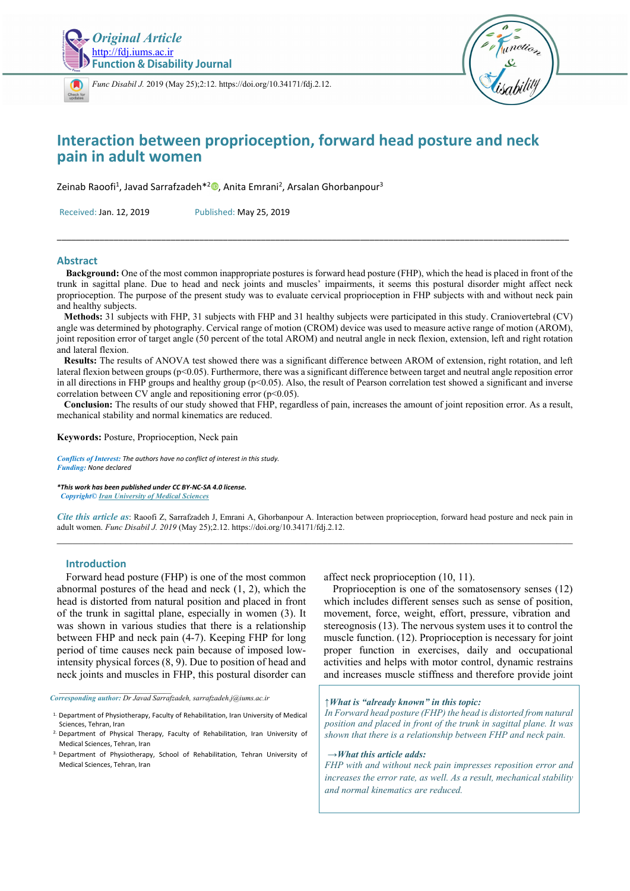Original Article
http://fdj.iums.ac.ir
Function & Disability Journal

*Func Disabil J.* 2019 (May 25);2:12. https://doi.org/10.34171/fdj.2.12.

# Interaction between proprioception, forward head posture and neck pain in adult women

Zeinab Raoofi[1], Javad Sarrafzadeh*[2], Anita Emrani[2], Arsalan Ghorbanpour[3]

Received: Jan. 12, 2019 Published: May 25, 2019

## Abstract

**Background:** One of the most common inappropriate postures is forward head posture (FHP), which the head is placed in front of the trunk in sagittal plane. Due to head and neck joints and muscles' impairments, it seems this postural disorder might affect neck proprioception. The purpose of the present study was to evaluate cervical proprioception in FHP subjects with and without neck pain and healthy subjects.

**Methods:** 31 subjects with FHP, 31 subjects with FHP and 31 healthy subjects were participated in this study. Craniovertebral (CV) angle was determined by photography. Cervical range of motion (CROM) device was used to measure active range of motion (AROM), joint reposition error of target angle (50 percent of the total AROM) and neutral angle in neck flexion, extension, left and right rotation and lateral flexion.

**Results:** The results of ANOVA test showed there was a significant difference between AROM of extension, right rotation, and left lateral flexion between groups ($p<0.05$). Furthermore, there was a significant difference between target and neutral angle reposition error in all directions in FHP groups and healthy group ($p<0.05$). Also, the result of Pearson correlation test showed a significant and inverse correlation between CV angle and repositioning error ($p<0.05$).

**Conclusion:** The results of our study showed that FHP, regardless of pain, increases the amount of joint reposition error. As a result, mechanical stability and normal kinematics are reduced.

**Keywords:** Posture, Proprioception, Neck pain

*Conflicts of Interest: The authors have no conflict of interest in this study.*
*Funding: None declared*

***This work has been published under CC BY-NC-SA 4.0 license.***
*Copyright© Iran University of Medical Sciences*

*Cite this article as*: Raoofi Z, Sarrafzadeh J, Emrani A, Ghorbanpour A. Interaction between proprioception, forward head posture and neck pain in adult women. *Func Disabil J. 2019* (May 25);2.12. https://doi.org/10.34171/fdj.2.12.

## Introduction

Forward head posture (FHP) is one of the most common abnormal postures of the head and neck (1, 2), which the head is distorted from natural position and placed in front of the trunk in sagittal plane, especially in women (3). It was shown in various studies that there is a relationship between FHP and neck pain (4-7). Keeping FHP for long period of time causes neck pain because of imposed low-intensity physical forces (8, 9). Due to position of head and neck joints and muscles in FHP, this postural disorder can affect neck proprioception (10, 11).

Proprioception is one of the somatosensory senses (12) which includes different senses such as sense of position, movement, force, weight, effort, pressure, vibration and stereognosis (13). The nervous system uses it to control the muscle function. (12). Proprioception is necessary for joint proper function in exercises, daily and occupational activities and helps with motor control, dynamic restrains and increases muscle stiffness and therefore provide joint

*Corresponding author: Dr Javad Sarrafzadeh, sarrafzadeh.j@iums.ac.ir*

1. Department of Physiotherapy, Faculty of Rehabilitation, Iran University of Medical Sciences, Tehran, Iran
2. Department of Physical Therapy, Faculty of Rehabilitation, Iran University of Medical Sciences, Tehran, Iran
3. Department of Physiotherapy, School of Rehabilitation, Tehran University of Medical Sciences, Tehran, Iran

*↑What is "already known" in this topic:*
*In Forward head posture (FHP) the head is distorted from natural position and placed in front of the trunk in sagittal plane. It was shown that there is a relationship between FHP and neck pain.*

*→What this article adds:*
*FHP with and without neck pain impresses reposition error and increases the error rate, as well. As a result, mechanical stability and normal kinematics are reduced.*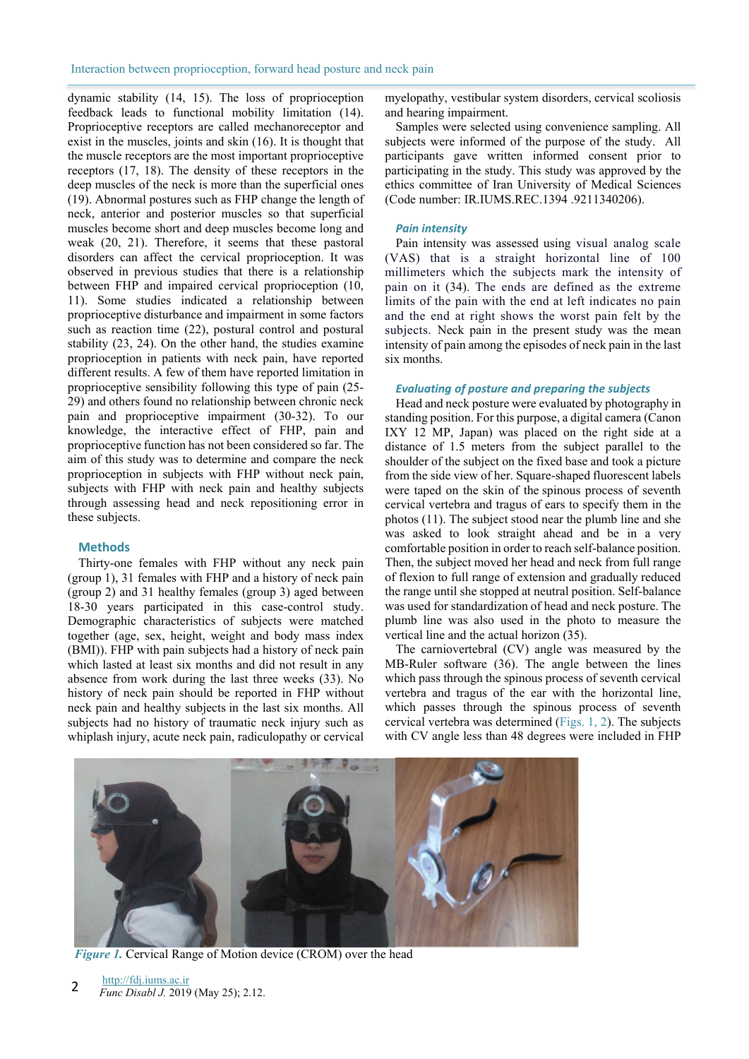dynamic stability (14, 15). The loss of proprioception feedback leads to functional mobility limitation (14). Proprioceptive receptors are called mechanoreceptor and exist in the muscles, joints and skin (16). It is thought that the muscle receptors are the most important proprioceptive receptors (17, 18). The density of these receptors in the deep muscles of the neck is more than the superficial ones (19). Abnormal postures such as FHP change the length of neck, anterior and posterior muscles so that superficial muscles become short and deep muscles become long and weak (20, 21). Therefore, it seems that these pastoral disorders can affect the cervical proprioception. It was observed in previous studies that there is a relationship between FHP and impaired cervical proprioception (10, 11). Some studies indicated a relationship between proprioceptive disturbance and impairment in some factors such as reaction time (22), postural control and postural stability (23, 24). On the other hand, the studies examine proprioception in patients with neck pain, have reported different results. A few of them have reported limitation in proprioceptive sensibility following this type of pain (25-29) and others found no relationship between chronic neck pain and proprioceptive impairment (30-32). To our knowledge, the interactive effect of FHP, pain and proprioceptive function has not been considered so far. The aim of this study was to determine and compare the neck proprioception in subjects with FHP without neck pain, subjects with FHP with neck pain and healthy subjects through assessing head and neck repositioning error in these subjects.

## Methods

Thirty-one females with FHP without any neck pain (group 1), 31 females with FHP and a history of neck pain (group 2) and 31 healthy females (group 3) aged between 18-30 years participated in this case-control study. Demographic characteristics of subjects were matched together (age, sex, height, weight and body mass index (BMI)). FHP with pain subjects had a history of neck pain which lasted at least six months and did not result in any absence from work during the last three weeks (33). No history of neck pain should be reported in FHP without neck pain and healthy subjects in the last six months. All subjects had no history of traumatic neck injury such as whiplash injury, acute neck pain, radiculopathy or cervical myelopathy, vestibular system disorders, cervical scoliosis and hearing impairment.

Samples were selected using convenience sampling. All subjects were informed of the purpose of the study. All participants gave written informed consent prior to participating in the study. This study was approved by the ethics committee of Iran University of Medical Sciences (Code number: IR.IUMS.REC.1394 .9211340206).

### *Pain intensity*

Pain intensity was assessed using visual analog scale (VAS) that is a straight horizontal line of 100 millimeters which the subjects mark the intensity of pain on it (34). The ends are defined as the extreme limits of the pain with the end at left indicates no pain and the end at right shows the worst pain felt by the subjects. Neck pain in the present study was the mean intensity of pain among the episodes of neck pain in the last six months.

### *Evaluating of posture and preparing the subjects*

Head and neck posture were evaluated by photography in standing position. For this purpose, a digital camera (Canon IXY 12 MP, Japan) was placed on the right side at a distance of 1.5 meters from the subject parallel to the shoulder of the subject on the fixed base and took a picture from the side view of her. Square-shaped fluorescent labels were taped on the skin of the spinous process of seventh cervical vertebra and tragus of ears to specify them in the photos (11). The subject stood near the plumb line and she was asked to look straight ahead and be in a very comfortable position in order to reach self-balance position. Then, the subject moved her head and neck from full range of flexion to full range of extension and gradually reduced the range until she stopped at neutral position. Self-balance was used for standardization of head and neck posture. The plumb line was also used in the photo to measure the vertical line and the actual horizon (35).

The carniovertebral (CV) angle was measured by the MB-Ruler software (36). The angle between the lines which pass through the spinous process of seventh cervical vertebra and tragus of the ear with the horizontal line, which passes through the spinous process of seventh cervical vertebra was determined (Figs. 1, 2). The subjects with CV angle less than 48 degrees were included in FHP

*Figure 1.* Cervical Range of Motion device (CROM) over the head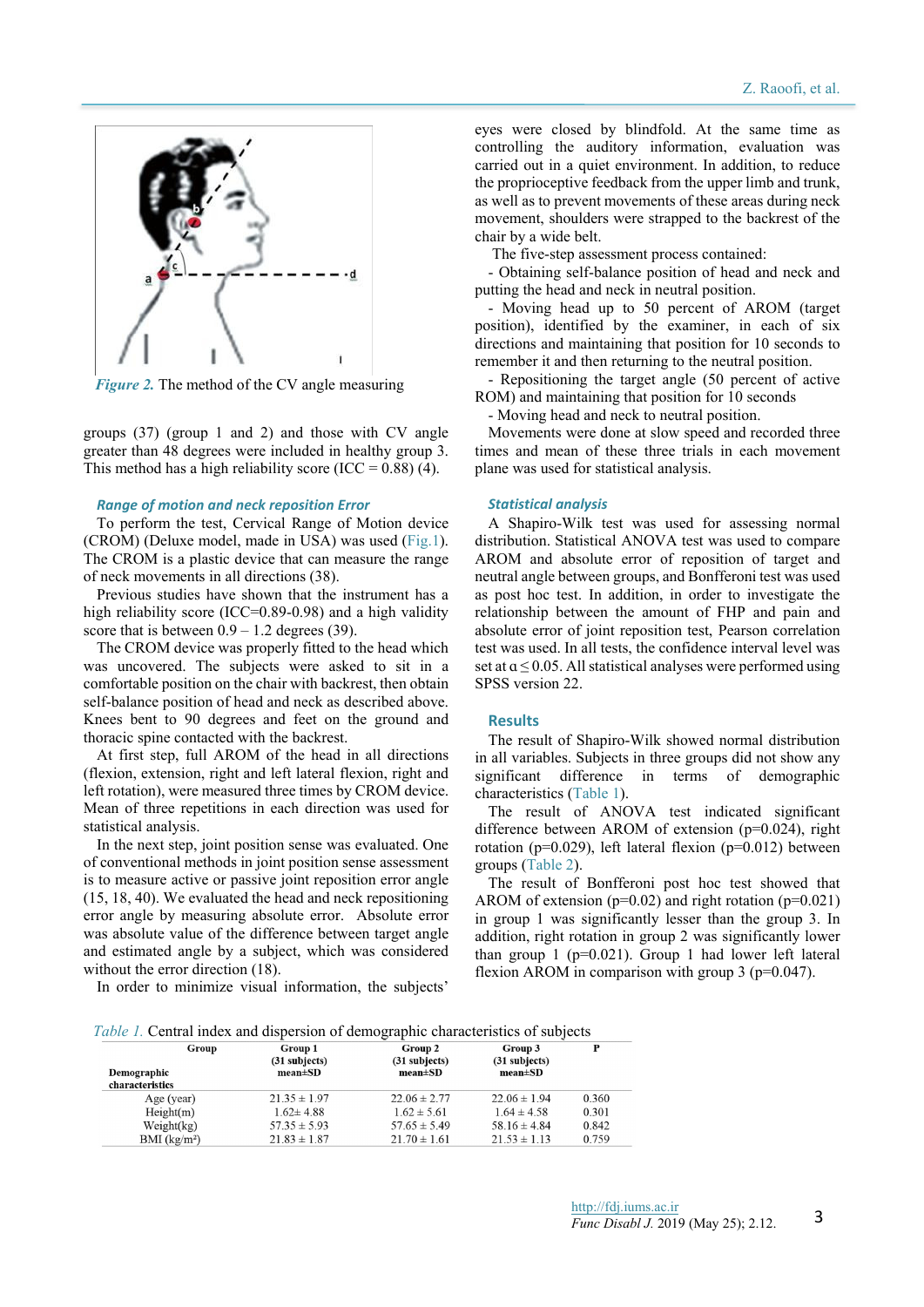*Figure 2.* The method of the CV angle measuring

groups (37) (group 1 and 2) and those with CV angle greater than 48 degrees were included in healthy group 3. This method has a high reliability score (ICC = 0.88) (4).

### Range of motion and neck reposition Error

To perform the test, Cervical Range of Motion device (CROM) (Deluxe model, made in USA) was used (Fig.1). The CROM is a plastic device that can measure the range of neck movements in all directions (38).

Previous studies have shown that the instrument has a high reliability score (ICC=0.89-0.98) and a high validity score that is between 0.9 – 1.2 degrees (39).

The CROM device was properly fitted to the head which was uncovered. The subjects were asked to sit in a comfortable position on the chair with backrest, then obtain self-balance position of head and neck as described above. Knees bent to 90 degrees and feet on the ground and thoracic spine contacted with the backrest.

At first step, full AROM of the head in all directions (flexion, extension, right and left lateral flexion, right and left rotation), were measured three times by CROM device. Mean of three repetitions in each direction was used for statistical analysis.

In the next step, joint position sense was evaluated. One of conventional methods in joint position sense assessment is to measure active or passive joint reposition error angle (15, 18, 40). We evaluated the head and neck repositioning error angle by measuring absolute error. Absolute error was absolute value of the difference between target angle and estimated angle by a subject, which was considered without the error direction (18).

In order to minimize visual information, the subjects' eyes were closed by blindfold. At the same time as controlling the auditory information, evaluation was carried out in a quiet environment. In addition, to reduce the proprioceptive feedback from the upper limb and trunk, as well as to prevent movements of these areas during neck movement, shoulders were strapped to the backrest of the chair by a wide belt.

The five-step assessment process contained:

- Obtaining self-balance position of head and neck and putting the head and neck in neutral position.
- Moving head up to 50 percent of AROM (target position), identified by the examiner, in each of six directions and maintaining that position for 10 seconds to remember it and then returning to the neutral position.
- Repositioning the target angle (50 percent of active ROM) and maintaining that position for 10 seconds
- Moving head and neck to neutral position.

Movements were done at slow speed and recorded three times and mean of these three trials in each movement plane was used for statistical analysis.

### Statistical analysis

A Shapiro-Wilk test was used for assessing normal distribution. Statistical ANOVA test was used to compare AROM and absolute error of reposition of target and neutral angle between groups, and Bonferroni test was used as post hoc test. In addition, in order to investigate the relationship between the amount of FHP and pain and absolute error of joint reposition test, Pearson correlation test was used. In all tests, the confidence interval level was set at $\alpha \leq 0.05$. All statistical analyses were performed using SPSS version 22.

## Results

The result of Shapiro-Wilk showed normal distribution in all variables. Subjects in three groups did not show any significant difference in terms of demographic characteristics (Table 1).

The result of ANOVA test indicated significant difference between AROM of extension (p=0.024), right rotation (p=0.029), left lateral flexion (p=0.012) between groups (Table 2).

The result of Bonferroni post hoc test showed that AROM of extension (p=0.02) and right rotation (p=0.021) in group 1 was significantly lesser than the group 3. In addition, right rotation in group 2 was significantly lower than group 1 (p=0.021). Group 1 had lower left lateral flexion AROM in comparison with group 3 (p=0.047).

*Table 1.* Central index and dispersion of demographic characteristics of subjects

| Demographic characteristics / Group | Group 1 (31 subjects) mean±SD | Group 2 (31 subjects) mean±SD | Group 3 (31 subjects) mean±SD | P |
|---|---|---|---|---|
| Age (year) | 21.35 ± 1.97 | 22.06 ± 2.77 | 22.06 ± 1.94 | 0.360 |
| Height(m) | 1.62± 4.88 | 1.62 ± 5.61 | 1.64 ± 4.58 | 0.301 |
| Weight(kg) | 57.35 ± 5.93 | 57.65 ± 5.49 | 58.16 ± 4.84 | 0.842 |
| BMI (kg/m²) | 21.83 ± 1.87 | 21.70 ± 1.61 | 21.53 ± 1.13 | 0.759 |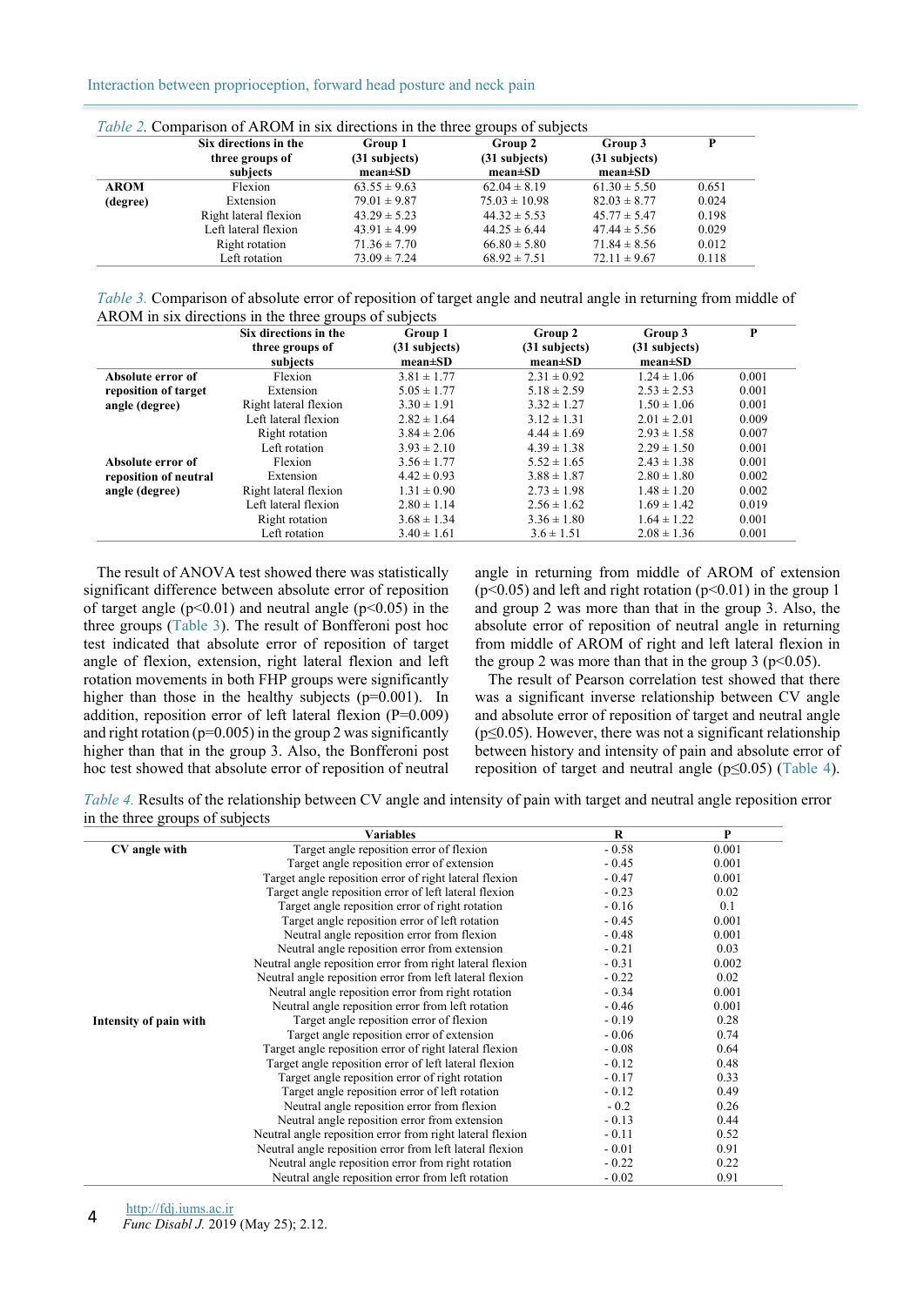*Table 2.* Comparison of AROM in six directions in the three groups of subjects

| | Six directions in the three groups of subjects | Group 1 (31 subjects) mean±SD | Group 2 (31 subjects) mean±SD | Group 3 (31 subjects) mean±SD | P |
|---|---|---|---|---|---|
| **AROM (degree)** | Flexion | 63.55 ± 9.63 | 62.04 ± 8.19 | 61.30 ± 5.50 | 0.651 |
| | Extension | 79.01 ± 9.87 | 75.03 ± 10.98 | 82.03 ± 8.77 | 0.024 |
| | Right lateral flexion | 43.29 ± 5.23 | 44.32 ± 5.53 | 45.77 ± 5.47 | 0.198 |
| | Left lateral flexion | 43.91 ± 4.99 | 44.25 ± 6.44 | 47.44 ± 5.56 | 0.029 |
| | Right rotation | 71.36 ± 7.70 | 66.80 ± 5.80 | 71.84 ± 8.56 | 0.012 |
| | Left rotation | 73.09 ± 7.24 | 68.92 ± 7.51 | 72.11 ± 9.67 | 0.118 |

*Table 3.* Comparison of absolute error of reposition of target angle and neutral angle in returning from middle of AROM in six directions in the three groups of subjects

| | Six directions in the three groups of subjects | Group 1 (31 subjects) mean±SD | Group 2 (31 subjects) mean±SD | Group 3 (31 subjects) mean±SD | P |
|---|---|---|---|---|---|
| **Absolute error of reposition of target angle (degree)** | Flexion | 3.81 ± 1.77 | 2.31 ± 0.92 | 1.24 ± 1.06 | 0.001 |
| | Extension | 5.05 ± 1.77 | 5.18 ± 2.59 | 2.53 ± 2.53 | 0.001 |
| | Right lateral flexion | 3.30 ± 1.91 | 3.32 ± 1.27 | 1.50 ± 1.06 | 0.001 |
| | Left lateral flexion | 2.82 ± 1.64 | 3.12 ± 1.31 | 2.01 ± 2.01 | 0.009 |
| | Right rotation | 3.84 ± 2.06 | 4.44 ± 1.69 | 2.93 ± 1.58 | 0.007 |
| | Left rotation | 3.93 ± 2.10 | 4.39 ± 1.38 | 2.29 ± 1.50 | 0.001 |
| **Absolute error of reposition of neutral angle (degree)** | Flexion | 3.56 ± 1.77 | 5.52 ± 1.65 | 2.43 ± 1.38 | 0.001 |
| | Extension | 4.42 ± 0.93 | 3.88 ± 1.87 | 2.80 ± 1.80 | 0.002 |
| | Right lateral flexion | 1.31 ± 0.90 | 2.73 ± 1.98 | 1.48 ± 1.20 | 0.002 |
| | Left lateral flexion | 2.80 ± 1.14 | 2.56 ± 1.62 | 1.69 ± 1.42 | 0.019 |
| | Right rotation | 3.68 ± 1.34 | 3.36 ± 1.80 | 1.64 ± 1.22 | 0.001 |
| | Left rotation | 3.40 ± 1.61 | 3.6 ± 1.51 | 2.08 ± 1.36 | 0.001 |

The result of ANOVA test showed there was statistically significant difference between absolute error of reposition of target angle ($p<0.01$) and neutral angle ($p<0.05$) in the three groups (Table 3). The result of Bonfferoni post hoc test indicated that absolute error of reposition of target angle of flexion, extension, right lateral flexion and left rotation movements in both FHP groups were significantly higher than those in the healthy subjects ($p=0.001$). In addition, reposition error of left lateral flexion ($P=0.009$) and right rotation ($p=0.005$) in the group 2 was significantly higher than that in the group 3. Also, the Bonfferoni post hoc test showed that absolute error of reposition of neutral angle in returning from middle of AROM of extension ($p<0.05$) and left and right rotation ($p<0.05$) in the group 1 and group 2 was more than that in the group 3. Also, the absolute error of reposition of neutral angle in returning from middle of AROM of right and left lateral flexion in the group 2 was more than that in the group 3 ($p<0.05$).

The result of Pearson correlation test showed that there was a significant inverse relationship between CV angle and absolute error of reposition of target and neutral angle ($p\leq0.05$). However, there was not a significant relationship between history and intensity of pain and absolute error of reposition of target and neutral angle ($p\leq0.05$) (Table 4).

*Table 4.* Results of the relationship between CV angle and intensity of pain with target and neutral angle reposition error in the three groups of subjects

| | Variables | R | P |
|---|---|---|---|
| **CV angle with** | Target angle reposition error of flexion | - 0.58 | 0.001 |
| | Target angle reposition error of extension | - 0.45 | 0.001 |
| | Target angle reposition error of right lateral flexion | - 0.47 | 0.001 |
| | Target angle reposition error of left lateral flexion | - 0.23 | 0.02 |
| | Target angle reposition error of right rotation | - 0.16 | 0.1 |
| | Target angle reposition error of left rotation | - 0.45 | 0.001 |
| | Neutral angle reposition error from flexion | - 0.48 | 0.001 |
| | Neutral angle reposition error from extension | - 0.21 | 0.03 |
| | Neutral angle reposition error from right lateral flexion | - 0.31 | 0.002 |
| | Neutral angle reposition error from left lateral flexion | - 0.22 | 0.02 |
| | Neutral angle reposition error from right rotation | - 0.34 | 0.001 |
| | Neutral angle reposition error from left rotation | - 0.46 | 0.001 |
| **Intensity of pain with** | Target angle reposition error of flexion | - 0.19 | 0.28 |
| | Target angle reposition error of extension | - 0.06 | 0.74 |
| | Target angle reposition error of right lateral flexion | - 0.08 | 0.64 |
| | Target angle reposition error of left lateral flexion | - 0.12 | 0.48 |
| | Target angle reposition error of right rotation | - 0.17 | 0.33 |
| | Target angle reposition error of left rotation | - 0.12 | 0.49 |
| | Neutral angle reposition error from flexion | - 0.2 | 0.26 |
| | Neutral angle reposition error from extension | - 0.13 | 0.44 |
| | Neutral angle reposition error from right lateral flexion | - 0.11 | 0.52 |
| | Neutral angle reposition error from left lateral flexion | - 0.01 | 0.91 |
| | Neutral angle reposition error from right rotation | - 0.22 | 0.22 |
| | Neutral angle reposition error from left rotation | - 0.02 | 0.91 |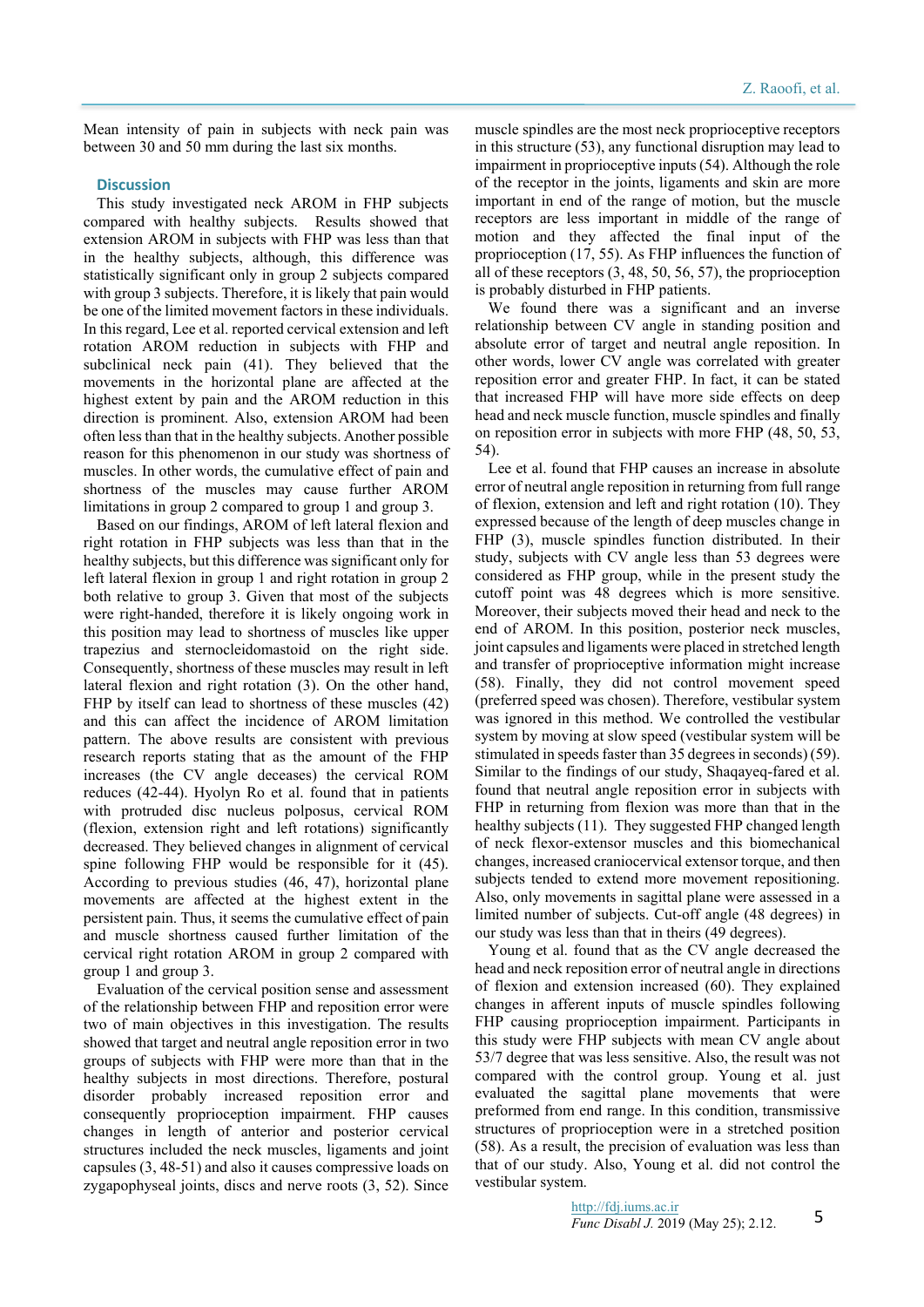Mean intensity of pain in subjects with neck pain was between 30 and 50 mm during the last six months.

## Discussion

This study investigated neck AROM in FHP subjects compared with healthy subjects. Results showed that extension AROM in subjects with FHP was less than that in the healthy subjects, although, this difference was statistically significant only in group 2 subjects compared with group 3 subjects. Therefore, it is likely that pain would be one of the limited movement factors in these individuals. In this regard, Lee et al. reported cervical extension and left rotation AROM reduction in subjects with FHP and subclinical neck pain (41). They believed that the movements in the horizontal plane are affected at the highest extent by pain and the AROM reduction in this direction is prominent. Also, extension AROM had been often less than that in the healthy subjects. Another possible reason for this phenomenon in our study was shortness of muscles. In other words, the cumulative effect of pain and shortness of the muscles may cause further AROM limitations in group 2 compared to group 1 and group 3.

Based on our findings, AROM of left lateral flexion and right rotation in FHP subjects was less than that in the healthy subjects, but this difference was significant only for left lateral flexion in group 1 and right rotation in group 2 both relative to group 3. Given that most of the subjects were right-handed, therefore it is likely ongoing work in this position may lead to shortness of muscles like upper trapezius and sternocleidomastoid on the right side. Consequently, shortness of these muscles may result in left lateral flexion and right rotation (3). On the other hand, FHP by itself can lead to shortness of these muscles (42) and this can affect the incidence of AROM limitation pattern. The above results are consistent with previous research reports stating that the amount of the FHP increases (the CV angle deceases) the cervical ROM reduces (42-44). Hyolyn Ro et al. found that in patients with protruded disc nucleus polposus, cervical ROM (flexion, extension right and left rotations) significantly decreased. They believed changes in alignment of cervical spine following FHP would be responsible for it (45). According to previous studies (46, 47), horizontal plane movements are affected at the highest extent in the persistent pain. Thus, it seems the cumulative effect of pain and muscle shortness caused further limitation of the cervical right rotation AROM in group 2 compared with group 1 and group 3.

Evaluation of the cervical position sense and assessment of the relationship between FHP and reposition error were two of main objectives in this investigation. The results showed that target and neutral angle reposition error in two groups of subjects with FHP were more than that in the healthy subjects. Therefore, postural disorder probably increased reposition error and consequently proprioception impairment. FHP causes changes in length of anterior and posterior cervical structures included the neck muscles, ligaments and joint capsules (3, 48-51) and also it causes compressive loads on zygapophyseal joints, discs and nerve roots (3, 52). Since muscle spindles are the most neck proprioceptive receptors in this structure (53), any functional disruption may lead to impairment in proprioceptive inputs (54). Although the role of the receptor in the joints, ligaments and skin are more important in end of the range of motion, but the muscle receptors are less important in middle of the range of motion and they affected the final input of the proprioception (17, 55). As FHP influences the function of all of these receptors (3, 48, 50, 56, 57), the proprioception is probably disturbed in FHP patients.

We found there was a significant and an inverse relationship between CV angle in standing position and absolute error of target and neutral angle reposition. In other words, lower CV angle was correlated with greater reposition error and greater FHP. In fact, it can be stated that increased FHP will have more side effects on deep head and neck muscle function, muscle spindles and finally on reposition error in subjects with more FHP (48, 50, 53, 54).

Lee et al. found that FHP causes an increase in absolute error of neutral angle reposition in returning from full range of flexion, extension and left and right rotation (10). They expressed because of the length of deep muscles change in FHP (3), muscle spindles function distributed. In their study, subjects with CV angle less than 53 degrees were considered as FHP group, while in the present study the cutoff point was 48 degrees which is more sensitive. Moreover, their subjects moved their head and neck to the end of AROM. In this position, posterior neck muscles, joint capsules and ligaments were placed in stretched length and transfer of proprioceptive information might increase (58). Finally, they did not control movement speed (preferred speed was chosen). Therefore, vestibular system was ignored in this method. We controlled the vestibular system by moving at slow speed (vestibular system will be stimulated in speeds faster than 35 degrees in seconds) (59). Similar to the findings of our study, Shaqayeq-fared et al. found that neutral angle reposition error in subjects with FHP in returning from flexion was more than that in the healthy subjects (11). They suggested FHP changed length of neck flexor-extensor muscles and this biomechanical changes, increased craniocervical extensor torque, and then subjects tended to extend more movement repositioning. Also, only movements in sagittal plane were assessed in a limited number of subjects. Cut-off angle (48 degrees) in our study was less than that in theirs (49 degrees).

Young et al. found that as the CV angle decreased the head and neck reposition error of neutral angle in directions of flexion and extension increased (60). They explained changes in afferent inputs of muscle spindles following FHP causing proprioception impairment. Participants in this study were FHP subjects with mean CV angle about 53/7 degree that was less sensitive. Also, the result was not compared with the control group. Young et al. just evaluated the sagittal plane movements that were preformed from end range. In this condition, transmissive structures of proprioception were in a stretched position (58). As a result, the precision of evaluation was less than that of our study. Also, Young et al. did not control the vestibular system.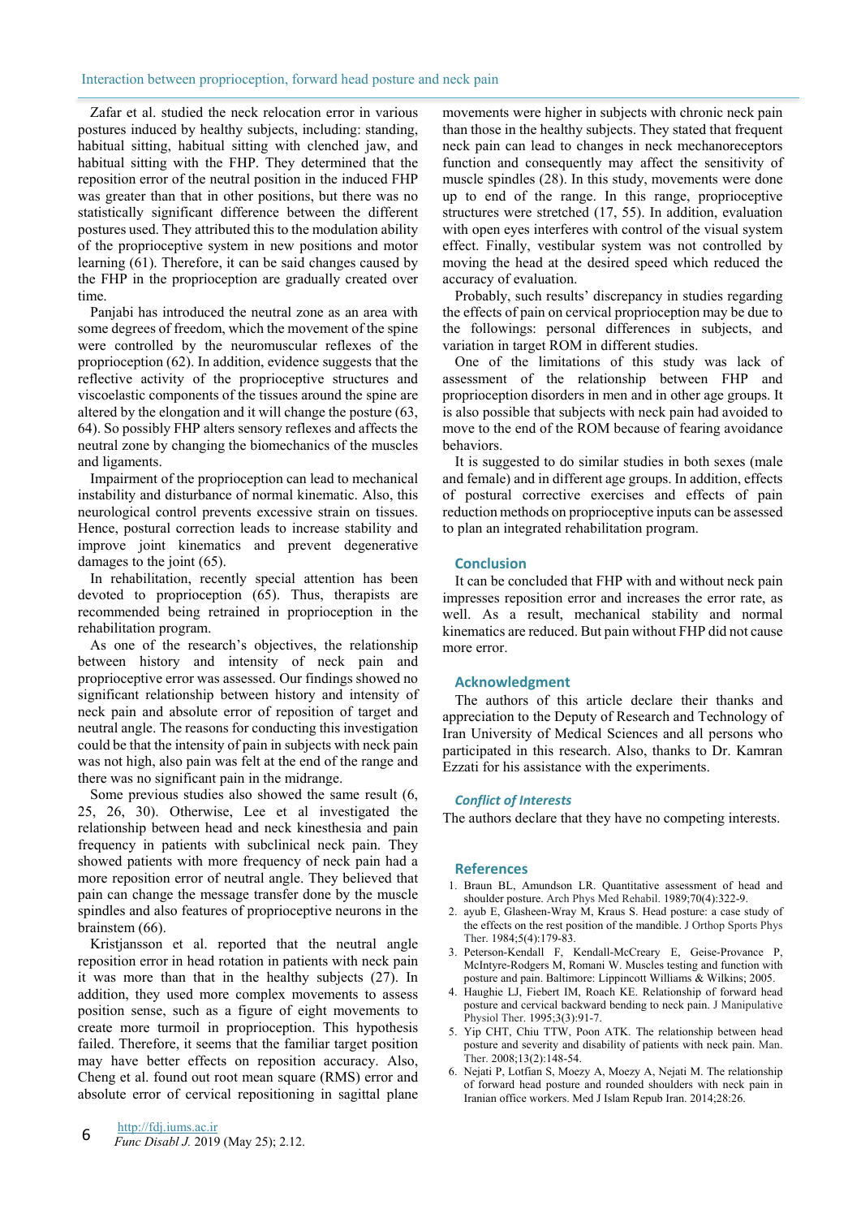Zafar et al. studied the neck relocation error in various postures induced by healthy subjects, including: standing, habitual sitting, habitual sitting with clenched jaw, and habitual sitting with the FHP. They determined that the reposition error of the neutral position in the induced FHP was greater than that in other positions, but there was no statistically significant difference between the different postures used. They attributed this to the modulation ability of the proprioceptive system in new positions and motor learning (61). Therefore, it can be said changes caused by the FHP in the proprioception are gradually created over time.

Panjabi has introduced the neutral zone as an area with some degrees of freedom, which the movement of the spine were controlled by the neuromuscular reflexes of the proprioception (62). In addition, evidence suggests that the reflective activity of the proprioceptive structures and viscoelastic components of the tissues around the spine are altered by the elongation and it will change the posture (63, 64). So possibly FHP alters sensory reflexes and affects the neutral zone by changing the biomechanics of the muscles and ligaments.

Impairment of the proprioception can lead to mechanical instability and disturbance of normal kinematic. Also, this neurological control prevents excessive strain on tissues. Hence, postural correction leads to increase stability and improve joint kinematics and prevent degenerative damages to the joint (65).

In rehabilitation, recently special attention has been devoted to proprioception (65). Thus, therapists are recommended being retrained in proprioception in the rehabilitation program.

As one of the research's objectives, the relationship between history and intensity of neck pain and proprioceptive error was assessed. Our findings showed no significant relationship between history and intensity of neck pain and absolute error of reposition of target and neutral angle. The reasons for conducting this investigation could be that the intensity of pain in subjects with neck pain was not high, also pain was felt at the end of the range and there was no significant pain in the midrange.

Some previous studies also showed the same result (6, 25, 26, 30). Otherwise, Lee et al investigated the relationship between head and neck kinesthesia and pain frequency in patients with subclinical neck pain. They showed patients with more frequency of neck pain had a more reposition error of neutral angle. They believed that pain can change the message transfer done by the muscle spindles and also features of proprioceptive neurons in the brainstem (66).

Kristjansson et al. reported that the neutral angle reposition error in head rotation in patients with neck pain it was more than that in the healthy subjects (27). In addition, they used more complex movements to assess position sense, such as a figure of eight movements to create more turmoil in proprioception. This hypothesis failed. Therefore, it seems that the familiar target position may have better effects on reposition accuracy. Also, Cheng et al. found out root mean square (RMS) error and absolute error of cervical repositioning in sagittal plane movements were higher in subjects with chronic neck pain than those in the healthy subjects. They stated that frequent neck pain can lead to changes in neck mechanoreceptors function and consequently may affect the sensitivity of muscle spindles (28). In this study, movements were done up to end of the range. In this range, proprioceptive structures were stretched (17, 55). In addition, evaluation with open eyes interferes with control of the visual system effect. Finally, vestibular system was not controlled by moving the head at the desired speed which reduced the accuracy of evaluation.

Probably, such results' discrepancy in studies regarding the effects of pain on cervical proprioception may be due to the followings: personal differences in subjects, and variation in target ROM in different studies.

One of the limitations of this study was lack of assessment of the relationship between FHP and proprioception disorders in men and in other age groups. It is also possible that subjects with neck pain had avoided to move to the end of the ROM because of fearing avoidance behaviors.

It is suggested to do similar studies in both sexes (male and female) and in different age groups. In addition, effects of postural corrective exercises and effects of pain reduction methods on proprioceptive inputs can be assessed to plan an integrated rehabilitation program.

## Conclusion

It can be concluded that FHP with and without neck pain impresses reposition error and increases the error rate, as well. As a result, mechanical stability and normal kinematics are reduced. But pain without FHP did not cause more error.

## Acknowledgment

The authors of this article declare their thanks and appreciation to the Deputy of Research and Technology of Iran University of Medical Sciences and all persons who participated in this research. Also, thanks to Dr. Kamran Ezzati for his assistance with the experiments.

### *Conflict of Interests*

The authors declare that they have no competing interests.

## References

1. Braun BL, Amundson LR. Quantitative assessment of head and shoulder posture. Arch Phys Med Rehabil. 1989;70(4):322-9.
2. ayub E, Glasheen-Wray M, Kraus S. Head posture: a case study of the effects on the rest position of the mandible. J Orthop Sports Phys Ther. 1984;5(4):179-83.
3. Peterson-Kendall F, Kendall-McCreary E, Geise-Provance P, McIntyre-Rodgers M, Romani W. Muscles testing and function with posture and pain. Baltimore: Lippincott Williams & Wilkins; 2005.
4. Haughie LJ, Fiebert IM, Roach KE. Relationship of forward head posture and cervical backward bending to neck pain. J Manipulative Physiol Ther. 1995;3(3):91-7.
5. Yip CHT, Chiu TTW, Poon ATK. The relationship between head posture and severity and disability of patients with neck pain. Man. Ther. 2008;13(2):148-54.
6. Nejati P, Lotfian S, Moezy A, Moezy A, Nejati M. The relationship of forward head posture and rounded shoulders with neck pain in Iranian office workers. Med J Islam Repub Iran. 2014;28:26.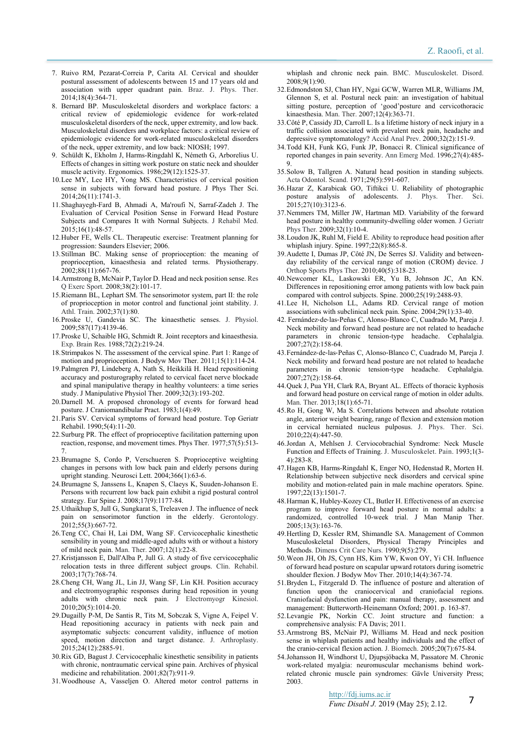7. Ruivo RM, Pezarat-Correia P, Carita AI. Cervical and shoulder postural assessment of adolescents between 15 and 17 years old and association with upper quadrant pain. Braz. J. Phys. Ther. 2014;18(4):364-71.
8. Bernard BP. Musculoskeletal disorders and workplace factors: a critical review of epidemiologic evidence for work-related musculoskeletal disorders of the neck, upper extremity, and low back. Musculoskeletal disorders and workplace factors: a critical review of epidemiologic evidence for work-related musculoskeletal disorders of the neck, upper extremity, and low back: NIOSH; 1997.
9. Schüldt K, Ekholm J, Harms-Ringdahl K, Németh G, Arborelius U. Effects of changes in sitting work posture on static neck and shoulder muscle activity. Ergonomics. 1986;29(12):1525-37.
10. Lee MY, Lee HY, Yong MS. Characteristics of cervical position sense in subjects with forward head posture. J Phys Ther Sci. 2014;26(11):1741-3.
11. Shaghayegh-Fard B, Ahmadi A, Ma'roufi N, Sarraf-Zadeh J. The Evaluation of Cervical Position Sense in Forward Head Posture Subjects and Compares It with Normal Subjects. J Rehabil Med. 2015;16(1):48-57.
12. Huber FE, Wells CL. Therapeutic exercise: Treatment planning for progression: Saunders Elsevier; 2006.
13. Stillman BC. Making sense of proprioception: the meaning of proprioception, kinaesthesia and related terms. Physiotherapy. 2002;88(11):667-76.
14. Armstrong B, McNair P, Taylor D. Head and neck position sense. Res Q Exerc Sport. 2008;38(2):101-17.
15. Riemann BL, Lephart SM. The sensorimotor system, part II: the role of proprioception in motor control and functional joint stability. J. Athl. Train. 2002;37(1):80.
16. Proske U, Gandevia SC. The kinaesthetic senses. J. Physiol. 2009;587(17):4139-46.
17. Proske U, Schaible HG, Schmidt R. Joint receptors and kinaesthesia. Exp. Brain Res. 1988;72(2):219-24.
18. Strimpakos N. The assessment of the cervical spine. Part 1: Range of motion and proprioception. J Bodyw Mov Ther. 2011;15(1):114-24.
19. Palmgren PJ, Lindeberg A, Nath S, Heikkilä H. Head repositioning accuracy and posturography related to cervical facet nerve blockade and spinal manipulative therapy in healthy volunteers: a time series study. J Manipulative Physiol Ther. 2009;32(3):193-202.
20. Darnell M. A proposed chronology of events for forward head posture. J Craniomandibular Pract. 1983;1(4):49.
21. Paris SV. Cervical symptoms of forward head posture. Top Geriatr Rehabil. 1990;5(4):11-20.
22. Surburg PR. The effect of proprioceptive facilitation patterning upon reaction, response, and movement times. Phys Ther. 1977;57(5):513-7.
23. Brumagne S, Cordo P, Verschueren S. Proprioceptive weighting changes in persons with low back pain and elderly persons during upright standing. Neurosci Lett. 2004;366(1):63-6.
24. Brumagne S, Janssens L, Knapen S, Claeys K, Suuden-Johanson E. Persons with recurrent low back pain exhibit a rigid postural control strategy. Eur Spine J. 2008;17(9):1177-84.
25. Uthaikhup S, Jull G, Sungkarat S, Treleaven J. The influence of neck pain on sensorimotor function in the elderly. Gerontology. 2012;55(3):667-72.
26. Teng CC, Chai H, Lai DM, Wang SF. Cervicocephalic kinesthetic sensibility in young and middle-aged adults with or without a history of mild neck pain. Man. Ther. 2007;12(1):22-8.
27. Kristjansson E, Dall'Alba P, Jull G. A study of five cervicocephalic relocation tests in three different subject groups. Clin. Rehabil. 2003;17(7):768-74.
28. Cheng CH, Wang JL, Lin JJ, Wang SF, Lin KH. Position accuracy and electromyographic responses during head reposition in young adults with chronic neck pain. J Electromyogr Kinesiol. 2010;20(5):1014-20.
29. Dugailly P-M, De Santis R, Tits M, Sobczak S, Vigne A, Feipel V. Head repositioning accuracy in patients with neck pain and asymptomatic subjects: concurrent validity, influence of motion speed, motion direction and target distance. J. Arthroplasty. 2015;24(12):2885-91.
30. Rix GD, Bagust J. Cervicocephalic kinesthetic sensibility in patients with chronic, nontraumatic cervical spine pain. Archives of physical medicine and rehabilitation. 2001;82(7):911-9.
31. Woodhouse A, Vasseljen O. Altered motor control patterns in whiplash and chronic neck pain. BMC. Musculoskelet. Disord. 2008;9(1):90.
32. Edmondston SJ, Chan HY, Ngai GCW, Warren MLR, Williams JM, Glennon S, et al. Postural neck pain: an investigation of habitual sitting posture, perception of 'good'posture and cervicothoracic kinaesthesia. Man. Ther. 2007;12(4):363-71.
33. Côté P, Cassidy JD, Carroll L. Is a lifetime history of neck injury in a traffic collision associated with prevalent neck pain, headache and depressive symptomatology? Accid Anal Prev. 2000;32(2):151-9.
34. Todd KH, Funk KG, Funk JP, Bonacci R. Clinical significance of reported changes in pain severity. Ann Emerg Med. 1996;27(4):485-9.
35. Solow B, Tallgren A. Natural head position in standing subjects. Acta Odontol. Scand. 1971;29(5):591-607.
36. Hazar Z, Karabicak GO, Tiftikci U. Reliability of photographic posture analysis of adolescents. J. Phys. Ther. Sci. 2015;27(10):3123-6.
37. Nemmers TM, Miller JW, Hartman MD. Variability of the forward head posture in healthy community-dwelling older women. J Geriatr Phys Ther. 2009;32(1):10-4.
38. Loudon JK, Ruhl M, Field E. Ability to reproduce head position after whiplash injury. Spine. 1997;22(8):865-8.
39. Audette I, Dumas JP, Côté JN, De Serres SJ. Validity and between-day reliability of the cervical range of motion (CROM) device. J Orthop Sports Phys Ther. 2010;40(5):318-23.
40. Newcomer KL, Laskowski ER, Yu B, Johnson JC, An KN. Differences in repositioning error among patients with low back pain compared with control subjects. Spine. 2000;25(19):2488-93.
41. Lee H, Nicholson LL, Adams RD. Cervical range of motion associations with subclinical neck pain. Spine. 2004;29(1):33-40.
42. Fernández-de-las-Peñas C, Alonso-Blanco C, Cuadrado M, Pareja J. Neck mobility and forward head posture are not related to headache parameters in chronic tension-type headache. Cephalalgia. 2007;27(2):158-64.
43. Fernández-de-las-Peñas C, Alonso-Blanco C, Cuadrado M, Pareja J. Neck mobility and forward head posture are not related to headache parameters in chronic tension-type headache. Cephalalgia. 2007;27(2):158-64.
44. Quek J, Pua YH, Clark RA, Bryant AL. Effects of thoracic kyphosis and forward head posture on cervical range of motion in older adults. Man. Ther. 2013;18(1):65-71.
45. Ro H, Gong W, Ma S. Correlations between and absolute rotation angle, anterior weight bearing, range of flexion and extension motion in cervical herniated nucleus pulposus. J. Phys. Ther. Sci. 2010;22(4):447-50.
46. Jordan A, Mehlsen J. Cerviocobrachial Syndrome: Neck Muscle Function and Effects of Training. J. Musculoskelet. Pain. 1993;1(3-4):283-8.
47. Hagen KB, Harms-Ringdahl K, Enger NO, Hedenstad R, Morten H. Relationship between subjective neck disorders and cervical spine mobility and motion-related pain in male machine operators. Spine. 1997;22(13):1501-7.
48. Harman K, Hubley-Kozey CL, Butler H. Effectiveness of an exercise program to improve forward head posture in normal adults: a randomized, controlled 10-week trial. J Man Manip Ther. 2005;13(3):163-76.
49. Hertling D, Kessler RM, Shimandle SA. Management of Common Musculoskeletal Disorders, Physical Therapy Principles and Methods. Dimens Crit Care Nurs. 1990;9(5):279.
50. Weon JH, Oh JS, Cynn HS, Kim YW, Kwon OY, Yi CH. Influence of forward head posture on scapular upward rotators during isometric shoulder flexion. J Bodyw Mov Ther. 2010;14(4):367-74.
51. Bryden L, Fitzgerald D. The influence of posture and alteration of function upon the craniocervical and craniofacial regions. Craniofacial dysfunction and pain: manual therapy, assessment and management: Butterworth-Heinemann Oxford; 2001. p. 163-87.
52. Levangie PK, Norkin CC. Joint structure and function: a comprehensive analysis: FA Davis; 2011.
53. Armstrong BS, McNair PJ, Williams M. Head and neck position sense in whiplash patients and healthy individuals and the effect of the cranio-cervical flexion action. J. Biomech. 2005;20(7):675-84.
54. Johansson H, Windhorst U, Djupsjöbacka M, Passatore M. Chronic work-related myalgia: neuromuscular mechanisms behind work-related chronic muscle pain syndromes: Gävle University Press; 2003.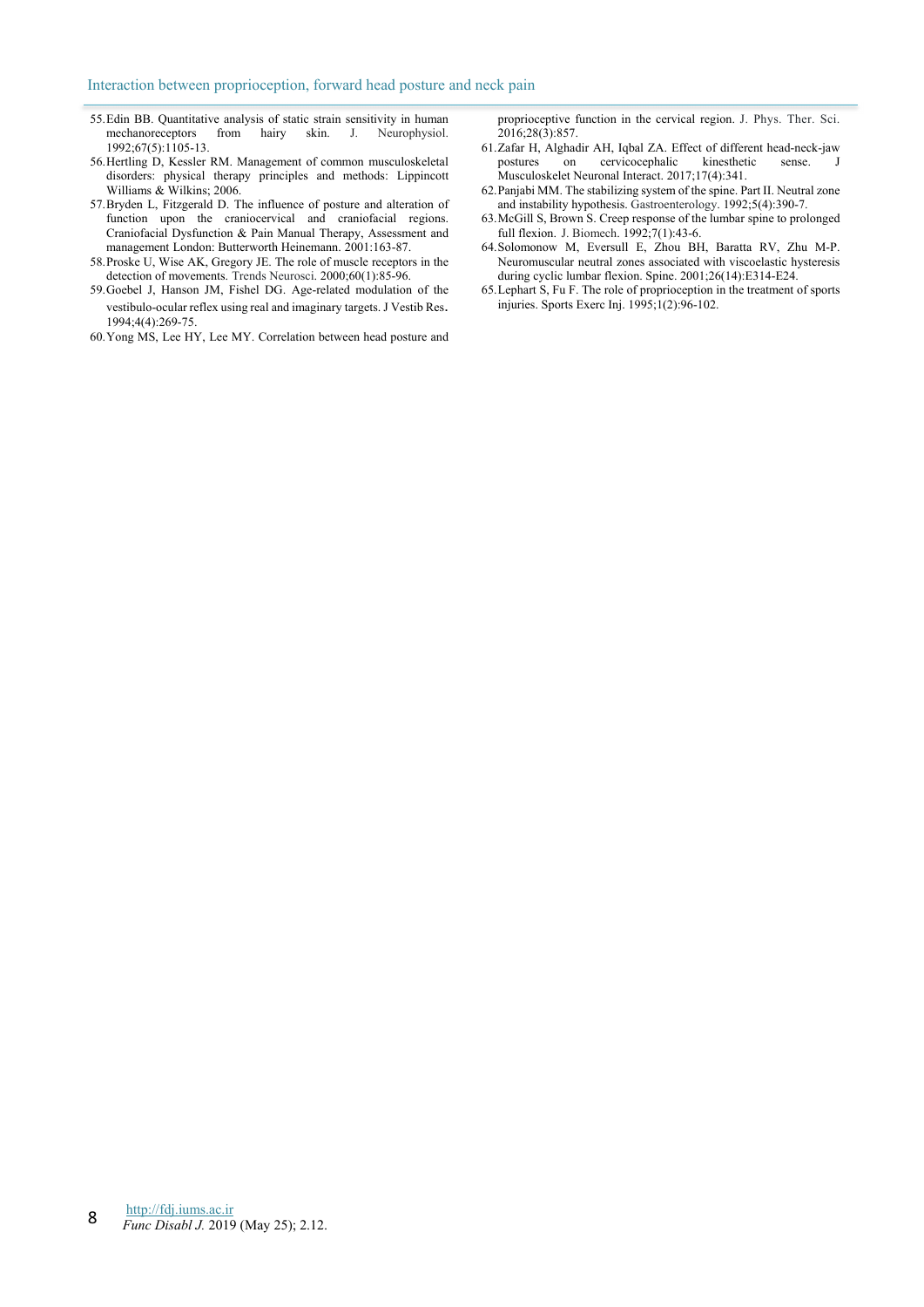55. Edin BB. Quantitative analysis of static strain sensitivity in human mechanoreceptors from hairy skin. J. Neurophysiol. 1992;67(5):1105-13.
56. Hertling D, Kessler RM. Management of common musculoskeletal disorders: physical therapy principles and methods: Lippincott Williams & Wilkins; 2006.
57. Bryden L, Fitzgerald D. The influence of posture and alteration of function upon the craniocervical and craniofacial regions. Craniofacial Dysfunction & Pain Manual Therapy, Assessment and management London: Butterworth Heinemann. 2001:163-87.
58. Proske U, Wise AK, Gregory JE. The role of muscle receptors in the detection of movements. Trends Neurosci. 2000;60(1):85-96.
59. Goebel J, Hanson JM, Fishel DG. Age-related modulation of the vestibulo-ocular reflex using real and imaginary targets. J Vestib Res. 1994;4(4):269-75.
60. Yong MS, Lee HY, Lee MY. Correlation between head posture and proprioceptive function in the cervical region. J. Phys. Ther. Sci. 2016;28(3):857.
61. Zafar H, Alghadir AH, Iqbal ZA. Effect of different head-neck-jaw postures on cervicocephalic kinesthetic sense. J Musculoskelet Neuronal Interact. 2017;17(4):341.
62. Panjabi MM. The stabilizing system of the spine. Part II. Neutral zone and instability hypothesis. Gastroenterology. 1992;5(4):390-7.
63. McGill S, Brown S. Creep response of the lumbar spine to prolonged full flexion. J. Biomech. 1992;7(1):43-6.
64. Solomonow M, Eversull E, Zhou BH, Baratta RV, Zhu M-P. Neuromuscular neutral zones associated with viscoelastic hysteresis during cyclic lumbar flexion. Spine. 2001;26(14):E314-E24.
65. Lephart S, Fu F. The role of proprioception in the treatment of sports injuries. Sports Exerc Inj. 1995;1(2):96-102.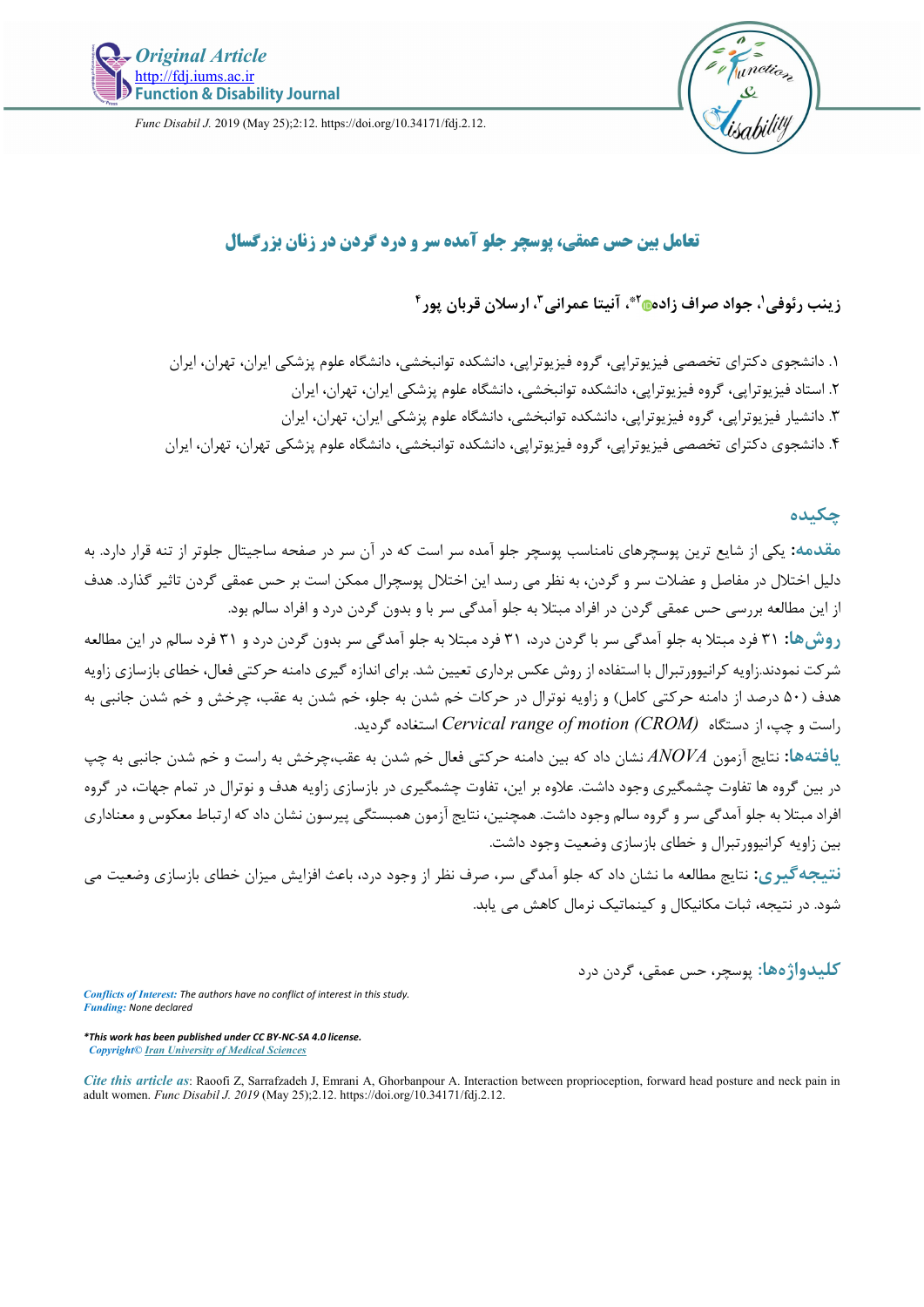Original Article
http://fdj.iums.ac.ir
Function & Disability Journal

Func Disabil J. 2019 (May 25);2:12. https://doi.org/10.34171/fdj.2.12.

# تعامل بین حس عمقی، پوسچر جلو آمده سر و درد گردن در زنان بزرگسال

**زینب رئوفی[۱]، جواد صراف زاده[۲]*، آنیتا عمرانی[۳]، ارسلان قربان پور[۴]**

۱. دانشجوی دکترای تخصصی فیزیوتراپی، گروه فیزیوتراپی، دانشکده توانبخشی، دانشگاه علوم پزشکی ایران، تهران، ایران
۲. استاد فیزیوتراپی، گروه فیزیوتراپی، دانشکده توانبخشی، دانشگاه علوم پزشکی ایران، تهران، ایران
۳. دانشیار فیزیوتراپی، گروه فیزیوتراپی، دانشکده توانبخشی، دانشگاه علوم پزشکی ایران، تهران، ایران
۴. دانشجوی دکترای تخصصی فیزیوتراپی، گروه فیزیوتراپی، دانشکده توانبخشی، دانشگاه علوم پزشکی تهران، تهران، ایران

## چکیده

**مقدمه:** یکی از شایع ترین پوسچرهای نامناسب پوسچر جلو آمده سر است که در آن سر در صفحه ساجیتال جلوتر از تنه قرار دارد. به دلیل اختلال در مفاصل و عضلات سر و گردن، به نظر می رسد این اختلال پوسچرال ممکن است بر حس عمقی گردن تاثیر گذارد. هدف از این مطالعه بررسی حس عمقی گردن در افراد مبتلا به جلو آمدگی سر با و بدون گردن درد و افراد سالم بود.

**روش‌ها:** ۳۱ فرد مبتلا به جلو آمدگی سر با گردن درد، ۳۱ فرد مبتلا به جلو آمدگی سر بدون گردن درد و ۳۱ فرد سالم در این مطالعه شرکت نمودند.زاویه کرانیوورتبرال با استفاده از روش عکس برداری تعیین شد. برای اندازه گیری دامنه حرکتی فعال، خطای بازسازی زاویه هدف (۵۰ درصد از دامنه حرکتی کامل) و زاویه نوترال در حرکات خم شدن به جلو، خم شدن به عقب، چرخش و خم شدن جانبی به راست و چپ، از دستگاه *Cervical range of motion (CROM)* استفاده گردید.

**یافته‌ها:** نتایج آزمون *ANOVA* نشان داد که بین دامنه حرکتی فعال خم شدن به عقب،چرخش به راست و خم شدن جانبی به چپ در بین گروه ها تفاوت چشمگیری وجود داشت. علاوه بر این، تفاوت چشمگیری در بازسازی زاویه هدف و نوترال در تمام جهات، در گروه افراد مبتلا به جلو آمدگی سر و گروه سالم وجود داشت. همچنین، نتایج آزمون همبستگی پیرسون نشان داد که ارتباط معکوس و معناداری بین زاویه کرانیوورتبرال و خطای بازسازی وضعیت وجود داشت.

**نتیجه‌گیری:** نتایج مطالعه ما نشان داد که جلو آمدگی سر، صرف نظر از وجود درد، باعث افزایش میزان خطای بازسازی وضعیت می شود. در نتیجه، ثبات مکانیکال و کینماتیک نرمال کاهش می یابد.

**کلیدواژه‌ها:** پوسچر، حس عمقی، گردن درد

*Conflicts of Interest:* The authors have no conflict of interest in this study.
*Funding:* None declared

*This work has been published under CC BY-NC-SA 4.0 license.
Copyright© Iran University of Medical Sciences

*Cite this article as*: Raoofi Z, Sarrafzadeh J, Emrani A, Ghorbanpour A. Interaction between proprioception, forward head posture and neck pain in adult women. *Func Disabil J. 2019* (May 25);2.12. https://doi.org/10.34171/fdj.2.12.